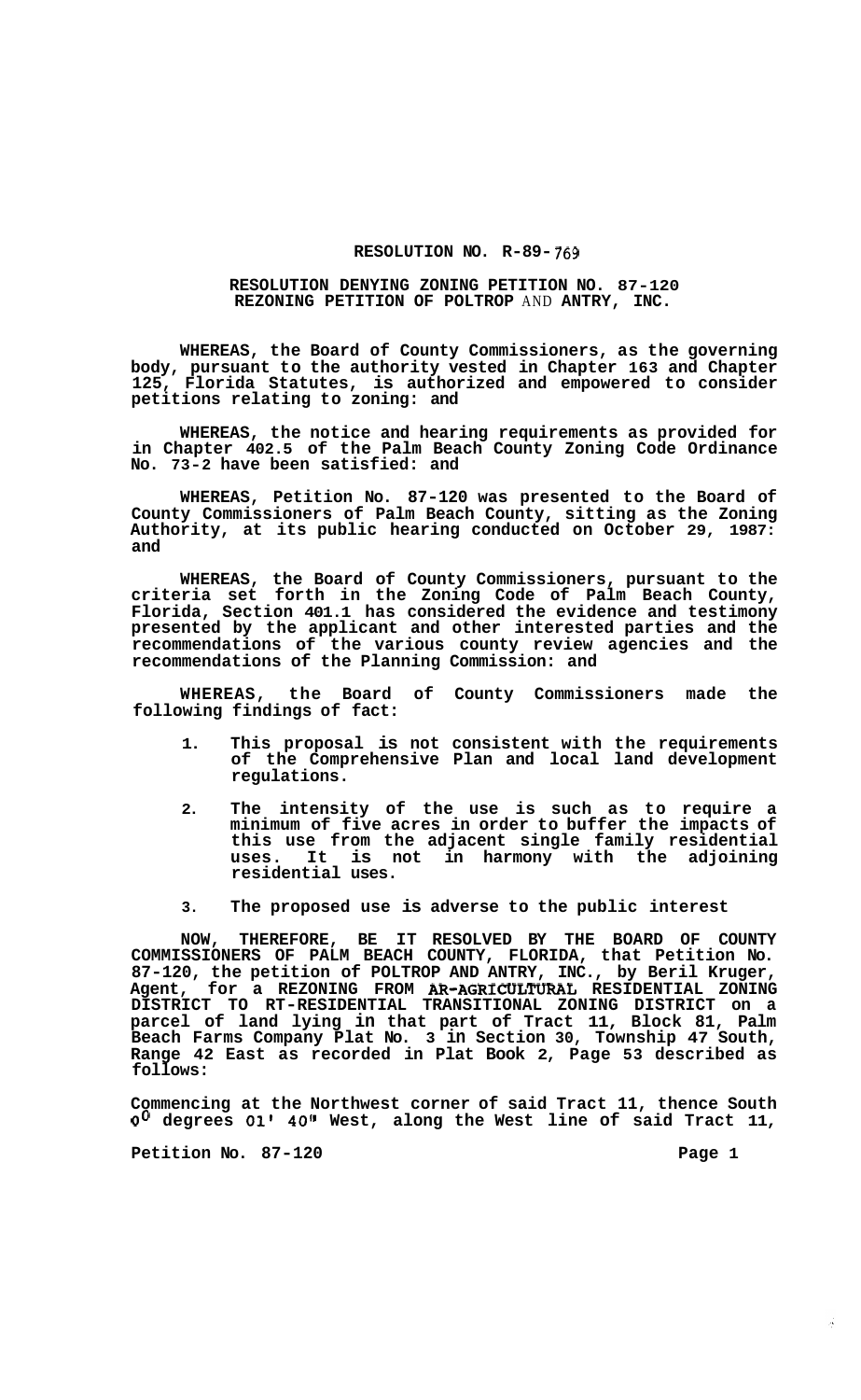# RESOLUTION NO. R-89-769

## RESOLUTION DENYING ZONING PETITION NO. 87-120
## REZONING PETITION OF POLTROP AND ANTRY, INC.

WHEREAS, the Board of County Commissioners, as the governing body, pursuant to the authority vested in Chapter 163 and Chapter 125, Florida Statutes, is authorized and empowered to consider petitions relating to zoning: and

WHEREAS, the notice and hearing requirements as provided for in Chapter 402.5 of the Palm Beach County Zoning Code Ordinance No. 73-2 have been satisfied: and

WHEREAS, Petition No. 87-120 was presented to the Board of County Commissioners of Palm Beach County, sitting as the Zoning Authority, at its public hearing conducted on October 29, 1987: and

WHEREAS, the Board of County Commissioners, pursuant to the criteria set forth in the Zoning Code of Palm Beach County, Florida, Section 401.1 has considered the evidence and testimony presented by the applicant and other interested parties and the recommendations of the various county review agencies and the recommendations of the Planning Commission: and

WHEREAS, the Board of County Commissioners made the following findings of fact:

1. This proposal is not consistent with the requirements of the Comprehensive Plan and local land development regulations.

2. The intensity of the use is such as to require a minimum of five acres in order to buffer the impacts of this use from the adjacent single family residential uses. It is not in harmony with the adjoining residential uses.

3. The proposed use is adverse to the public interest

NOW, THEREFORE, BE IT RESOLVED BY THE BOARD OF COUNTY COMMISSIONERS OF PALM BEACH COUNTY, FLORIDA, that Petition No. 87-120, the petition of POLTROP AND ANTRY, INC., by Beril Kruger, Agent, for a REZONING FROM AR-AGRICULTURAL RESIDENTIAL ZONING DISTRICT TO RT-RESIDENTIAL TRANSITIONAL ZONING DISTRICT on a parcel of land lying in that part of Tract 11, Block 81, Palm Beach Farms Company Plat No. 3 in Section 30, Township 47 South, Range 42 East as recorded in Plat Book 2, Page 53 described as follows:

Commencing at the Northwest corner of said Tract 11, thence South $0^{0}$ degrees 01' 40" West, along the West line of said Tract 11,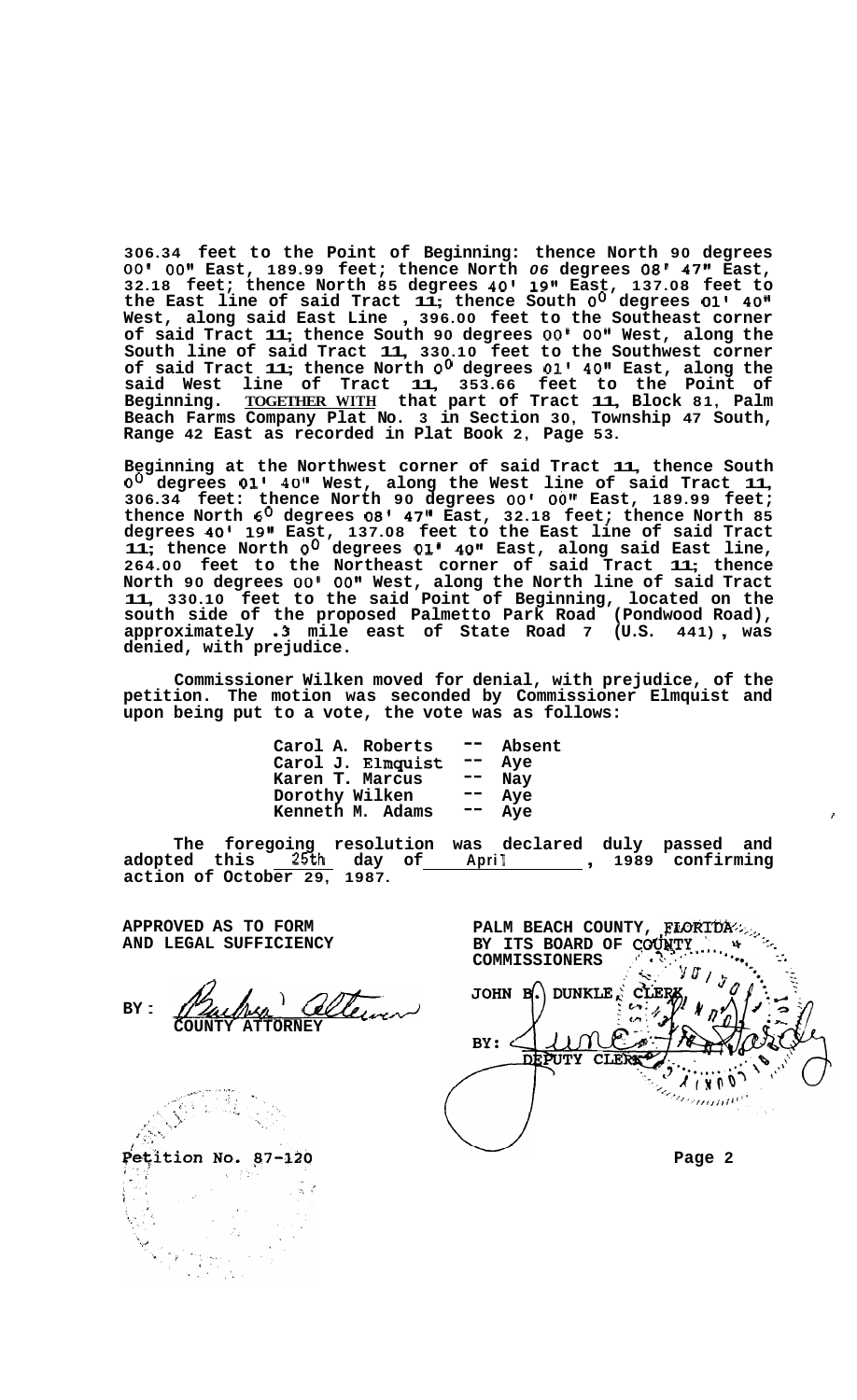306.34 feet to the Point of Beginning: thence North 90 degrees 00' 00" East, 189.99 feet; thence North 06 degrees 08' 47" East, 32.18 feet; thence North 85 degrees 40' 19" East, 137.08 feet to the East line of said Tract 11; thence South 0° degrees 01' 40" West, along said East Line , 396.00 feet to the Southeast corner of said Tract 11; thence South 90 degrees 00' 00" West, along the South line of said Tract 11, 330.10 feet to the Southwest corner of said Tract 11; thence North 0° degrees 01' 40" East, along the said West line of Tract 11, 353.66 feet to the Point of Beginning. <u>TOGETHER WITH</u> that part of Tract 11, Block 81, Palm Beach Farms Company Plat No. 3 in Section 30, Township 47 South, Range 42 East as recorded in Plat Book 2, Page 53.

Beginning at the Northwest corner of said Tract 11, thence South 0° degrees 01' 40" West, along the West line of said Tract 11, 306.34 feet: thence North 90 degrees 00' 00" East, 189.99 feet; thence North 6° degrees 08' 47" East, 32.18 feet; thence North 85 degrees 40' 19" East, 137.08 feet to the East line of said Tract 11; thence North 0° degrees 01' 40" East, along said East line, 264.00 feet to the Northeast corner of said Tract 11; thence North 90 degrees 00' 00" West, along the North line of said Tract 11, 330.10 feet to the said Point of Beginning, located on the south side of the proposed Palmetto Park Road (Pondwood Road), approximately .3 mile east of State Road 7 (U.S. 441), was denied, with prejudice.

Commissioner Wilken moved for denial, with prejudice, of the petition. The motion was seconded by Commissioner Elmquist and upon being put to a vote, the vote was as follows:

| | | |
|---|---|---|
| Carol A. Roberts | -- | Absent |
| Carol J. Elmquist | -- | Aye |
| Karen T. Marcus | -- | Nay |
| Dorothy Wilken | -- | Aye |
| Kenneth M. Adams | -- | Aye |

The foregoing resolution was declared duly passed and adopted this 25th day of April, 1989 confirming action of October 29, 1987.

APPROVED AS TO FORM AND LEGAL SUFFICIENCY

BY: ______________________
COUNTY ATTORNEY

PALM BEACH COUNTY, FLORIDA
BY ITS BOARD OF COUNTY COMMISSIONERS

JOHN B. DUNKLE, CLERK

BY: ______________________
DEPUTY CLERK

Petition No. 87-120